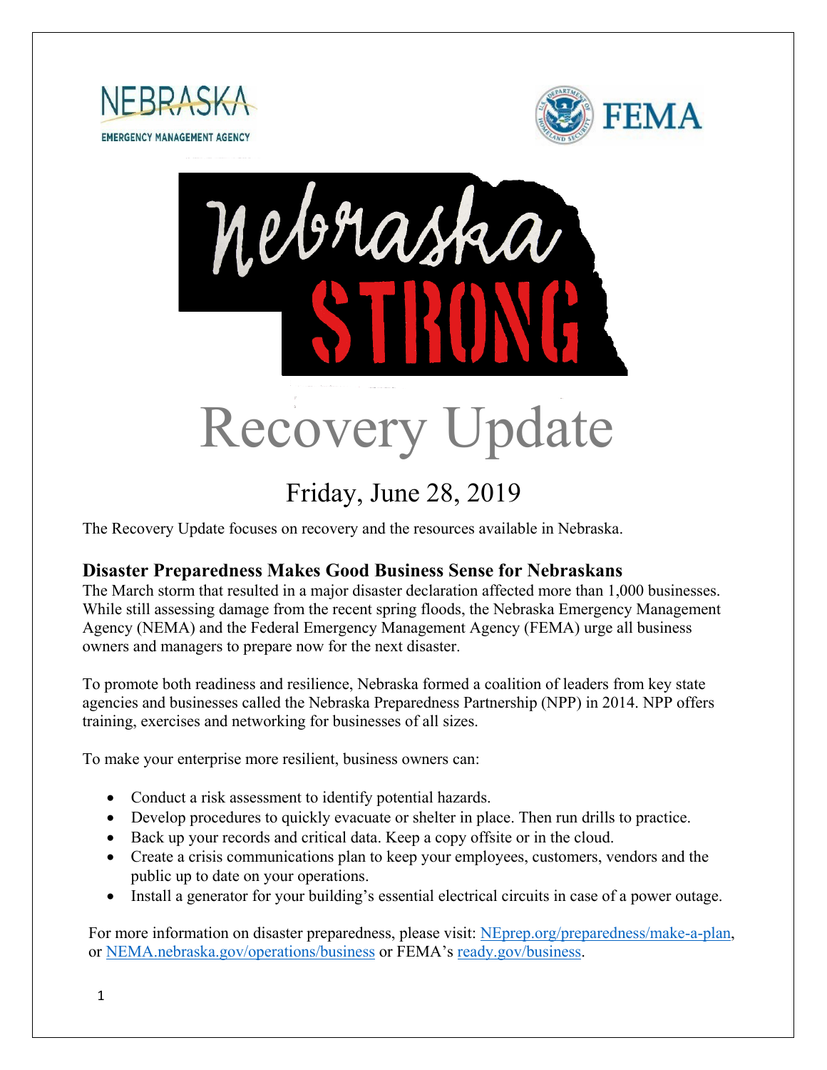NEBRASKA
EMERGENCY MANAGEMENT AGENCY

FEMA

Nebraska STRONG

# Recovery Update

## Friday, June 28, 2019

The Recovery Update focuses on recovery and the resources available in Nebraska.

### Disaster Preparedness Makes Good Business Sense for Nebraskans

The March storm that resulted in a major disaster declaration affected more than 1,000 businesses. While still assessing damage from the recent spring floods, the Nebraska Emergency Management Agency (NEMA) and the Federal Emergency Management Agency (FEMA) urge all business owners and managers to prepare now for the next disaster.

To promote both readiness and resilience, Nebraska formed a coalition of leaders from key state agencies and businesses called the Nebraska Preparedness Partnership (NPP) in 2014. NPP offers training, exercises and networking for businesses of all sizes.

To make your enterprise more resilient, business owners can:

- Conduct a risk assessment to identify potential hazards.
- Develop procedures to quickly evacuate or shelter in place. Then run drills to practice.
- Back up your records and critical data. Keep a copy offsite or in the cloud.
- Create a crisis communications plan to keep your employees, customers, vendors and the public up to date on your operations.
- Install a generator for your building's essential electrical circuits in case of a power outage.

For more information on disaster preparedness, please visit: NEprep.org/preparedness/make-a-plan, or NEMA.nebraska.gov/operations/business or FEMA's ready.gov/business.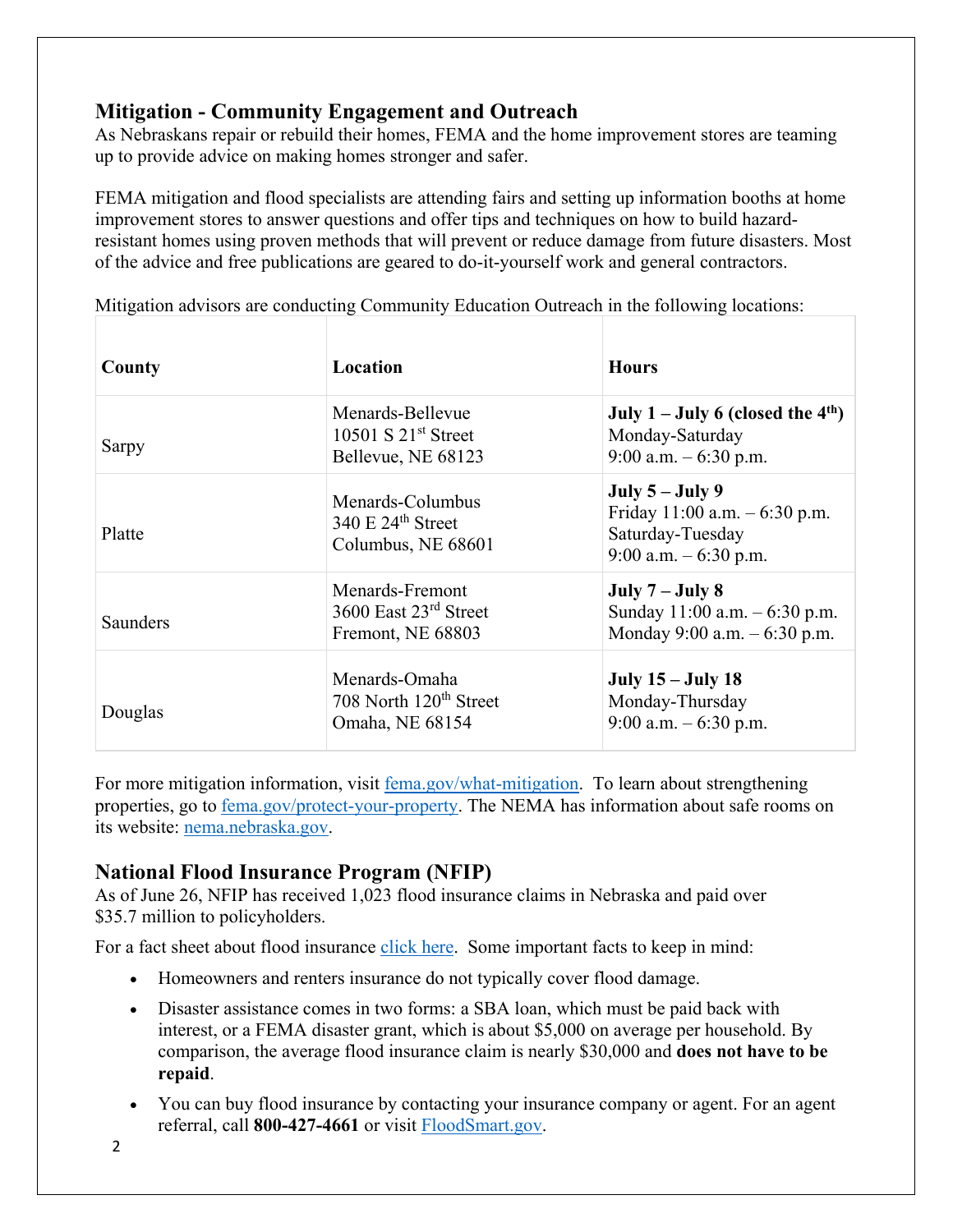## Mitigation - Community Engagement and Outreach

As Nebraskans repair or rebuild their homes, FEMA and the home improvement stores are teaming up to provide advice on making homes stronger and safer.

FEMA mitigation and flood specialists are attending fairs and setting up information booths at home improvement stores to answer questions and offer tips and techniques on how to build hazard-resistant homes using proven methods that will prevent or reduce damage from future disasters. Most of the advice and free publications are geared to do-it-yourself work and general contractors.

Mitigation advisors are conducting Community Education Outreach in the following locations:

| County | Location | Hours |
|---|---|---|
| Sarpy | Menards-Bellevue<br>10501 S 21st Street<br>Bellevue, NE 68123 | **July 1 – July 6 (closed the 4th)**<br>Monday-Saturday<br>9:00 a.m. – 6:30 p.m. |
| Platte | Menards-Columbus<br>340 E 24th Street<br>Columbus, NE 68601 | **July 5 – July 9**<br>Friday 11:00 a.m. – 6:30 p.m.<br>Saturday-Tuesday<br>9:00 a.m. – 6:30 p.m. |
| Saunders | Menards-Fremont<br>3600 East 23rd Street<br>Fremont, NE 68803 | **July 7 – July 8**<br>Sunday 11:00 a.m. – 6:30 p.m.<br>Monday 9:00 a.m. – 6:30 p.m. |
| Douglas | Menards-Omaha<br>708 North 120th Street<br>Omaha, NE 68154 | **July 15 – July 18**<br>Monday-Thursday<br>9:00 a.m. – 6:30 p.m. |

For more mitigation information, visit fema.gov/what-mitigation. To learn about strengthening properties, go to fema.gov/protect-your-property. The NEMA has information about safe rooms on its website: nema.nebraska.gov.

## National Flood Insurance Program (NFIP)

As of June 26, NFIP has received 1,023 flood insurance claims in Nebraska and paid over $35.7 million to policyholders.

For a fact sheet about flood insurance click here. Some important facts to keep in mind:

- Homeowners and renters insurance do not typically cover flood damage.
- Disaster assistance comes in two forms: a SBA loan, which must be paid back with interest, or a FEMA disaster grant, which is about $5,000 on average per household. By comparison, the average flood insurance claim is nearly $30,000 and **does not have to be repaid**.
- You can buy flood insurance by contacting your insurance company or agent. For an agent referral, call **800-427-4661** or visit FloodSmart.gov.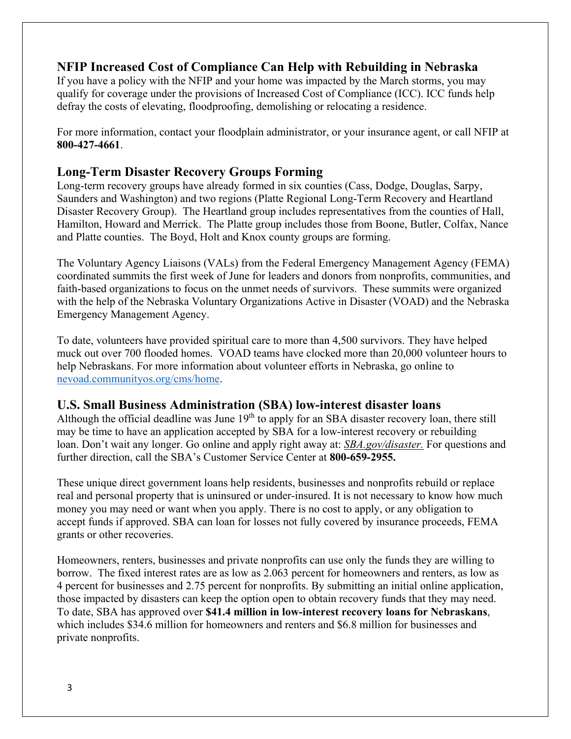## NFIP Increased Cost of Compliance Can Help with Rebuilding in Nebraska

If you have a policy with the NFIP and your home was impacted by the March storms, you may qualify for coverage under the provisions of Increased Cost of Compliance (ICC). ICC funds help defray the costs of elevating, floodproofing, demolishing or relocating a residence.

For more information, contact your floodplain administrator, or your insurance agent, or call NFIP at **800-427-4661**.

## Long-Term Disaster Recovery Groups Forming

Long-term recovery groups have already formed in six counties (Cass, Dodge, Douglas, Sarpy, Saunders and Washington) and two regions (Platte Regional Long-Term Recovery and Heartland Disaster Recovery Group). The Heartland group includes representatives from the counties of Hall, Hamilton, Howard and Merrick. The Platte group includes those from Boone, Butler, Colfax, Nance and Platte counties. The Boyd, Holt and Knox county groups are forming.

The Voluntary Agency Liaisons (VALs) from the Federal Emergency Management Agency (FEMA) coordinated summits the first week of June for leaders and donors from nonprofits, communities, and faith-based organizations to focus on the unmet needs of survivors. These summits were organized with the help of the Nebraska Voluntary Organizations Active in Disaster (VOAD) and the Nebraska Emergency Management Agency.

To date, volunteers have provided spiritual care to more than 4,500 survivors. They have helped muck out over 700 flooded homes. VOAD teams have clocked more than 20,000 volunteer hours to help Nebraskans. For more information about volunteer efforts in Nebraska, go online to nevoad.communityos.org/cms/home.

## U.S. Small Business Administration (SBA) low-interest disaster loans

Although the official deadline was June 19th to apply for an SBA disaster recovery loan, there still may be time to have an application accepted by SBA for a low-interest recovery or rebuilding loan. Don't wait any longer. Go online and apply right away at: *SBA.gov/disaster.* For questions and further direction, call the SBA's Customer Service Center at **800-659-2955.**

These unique direct government loans help residents, businesses and nonprofits rebuild or replace real and personal property that is uninsured or under-insured. It is not necessary to know how much money you may need or want when you apply. There is no cost to apply, or any obligation to accept funds if approved. SBA can loan for losses not fully covered by insurance proceeds, FEMA grants or other recoveries.

Homeowners, renters, businesses and private nonprofits can use only the funds they are willing to borrow. The fixed interest rates are as low as 2.063 percent for homeowners and renters, as low as 4 percent for businesses and 2.75 percent for nonprofits. By submitting an initial online application, those impacted by disasters can keep the option open to obtain recovery funds that they may need. To date, SBA has approved over **$41.4 million in low-interest recovery loans for Nebraskans**, which includes $34.6 million for homeowners and renters and $6.8 million for businesses and private nonprofits.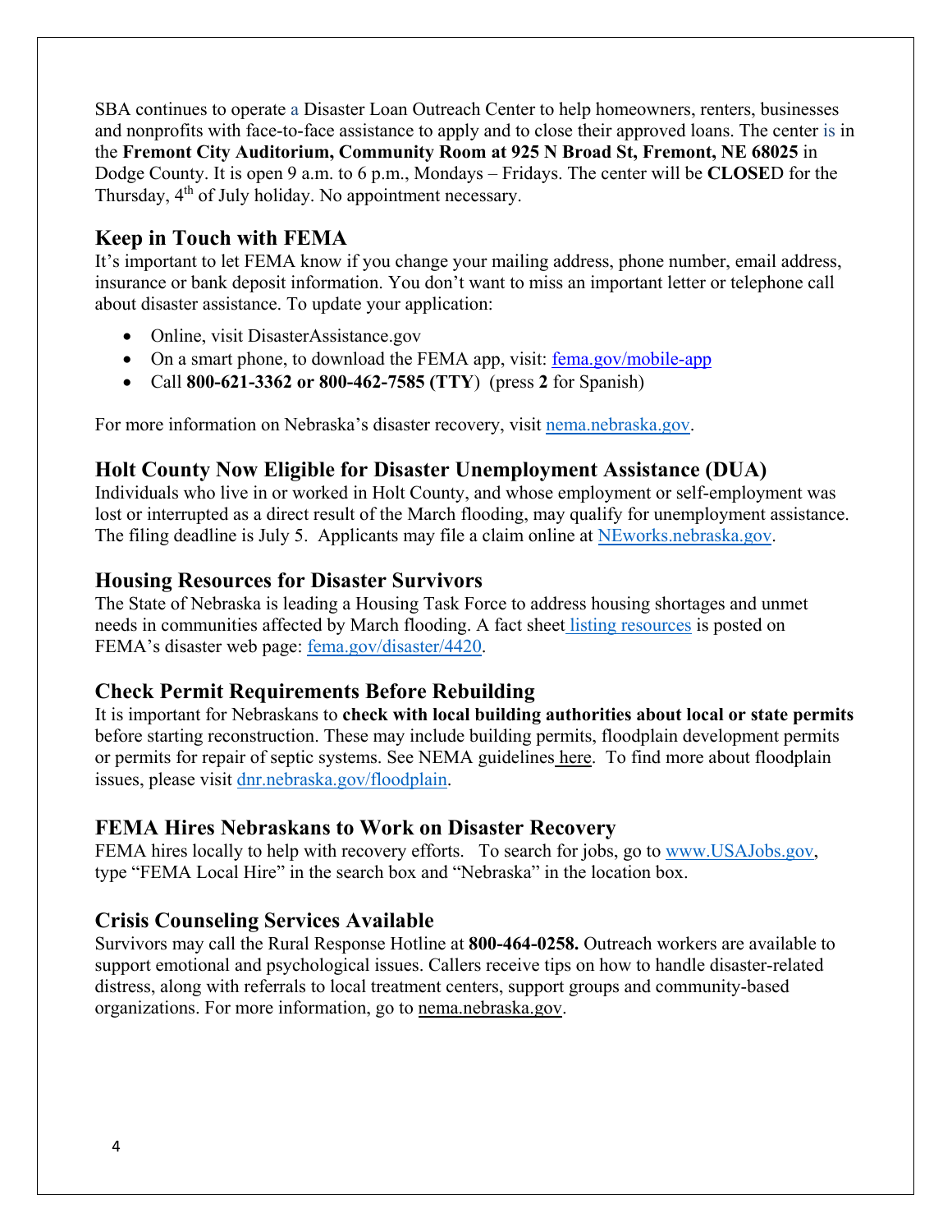SBA continues to operate a Disaster Loan Outreach Center to help homeowners, renters, businesses and nonprofits with face-to-face assistance to apply and to close their approved loans. The center is in the **Fremont City Auditorium, Community Room at 925 N Broad St, Fremont, NE 68025** in Dodge County. It is open 9 a.m. to 6 p.m., Mondays – Fridays. The center will be **CLOSE**D for the Thursday, 4th of July holiday. No appointment necessary.

## Keep in Touch with FEMA

It's important to let FEMA know if you change your mailing address, phone number, email address, insurance or bank deposit information. You don't want to miss an important letter or telephone call about disaster assistance. To update your application:

- Online, visit DisasterAssistance.gov
- On a smart phone, to download the FEMA app, visit: fema.gov/mobile-app
- Call **800-621-3362 or 800-462-7585 (TTY)** (press **2** for Spanish)

For more information on Nebraska's disaster recovery, visit nema.nebraska.gov.

## Holt County Now Eligible for Disaster Unemployment Assistance (DUA)

Individuals who live in or worked in Holt County, and whose employment or self-employment was lost or interrupted as a direct result of the March flooding, may qualify for unemployment assistance. The filing deadline is July 5. Applicants may file a claim online at NEworks.nebraska.gov.

## Housing Resources for Disaster Survivors

The State of Nebraska is leading a Housing Task Force to address housing shortages and unmet needs in communities affected by March flooding. A fact sheet listing resources is posted on FEMA's disaster web page: fema.gov/disaster/4420.

## Check Permit Requirements Before Rebuilding

It is important for Nebraskans to **check with local building authorities about local or state permits** before starting reconstruction. These may include building permits, floodplain development permits or permits for repair of septic systems. See NEMA guidelines here. To find more about floodplain issues, please visit dnr.nebraska.gov/floodplain.

## FEMA Hires Nebraskans to Work on Disaster Recovery

FEMA hires locally to help with recovery efforts. To search for jobs, go to www.USAJobs.gov, type "FEMA Local Hire" in the search box and "Nebraska" in the location box.

## Crisis Counseling Services Available

Survivors may call the Rural Response Hotline at **800-464-0258.** Outreach workers are available to support emotional and psychological issues. Callers receive tips on how to handle disaster-related distress, along with referrals to local treatment centers, support groups and community-based organizations. For more information, go to nema.nebraska.gov.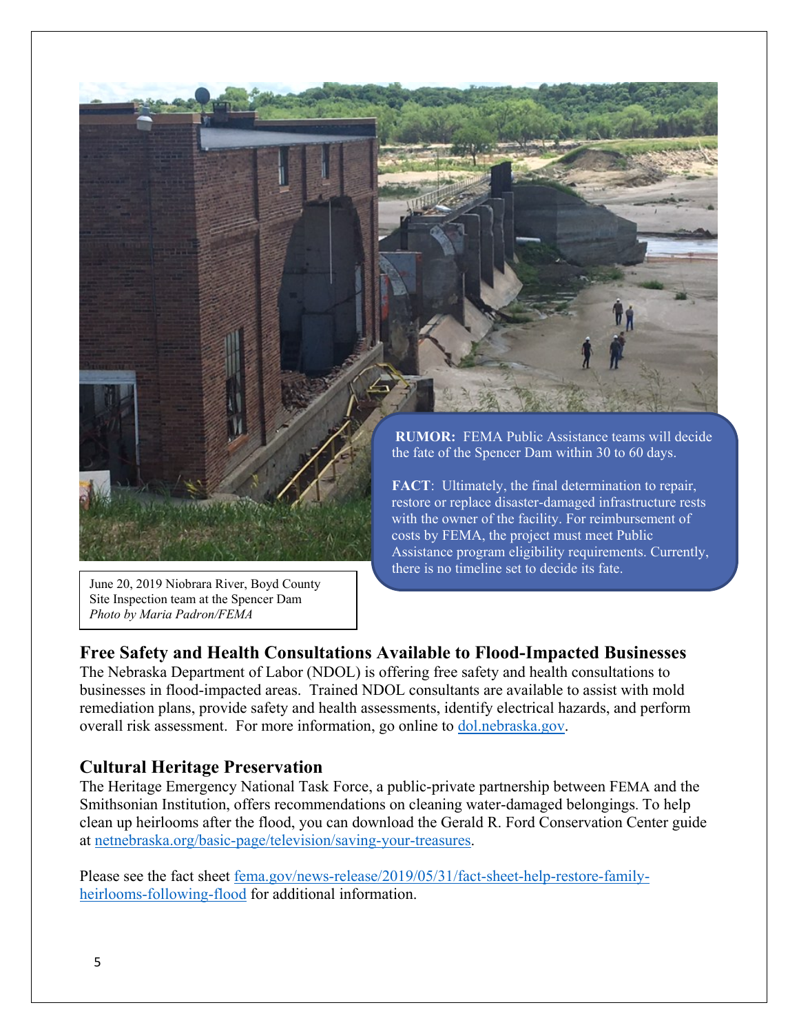**RUMOR:** FEMA Public Assistance teams will decide the fate of the Spencer Dam within 30 to 60 days.

**FACT**: Ultimately, the final determination to repair, restore or replace disaster-damaged infrastructure rests with the owner of the facility. For reimbursement of costs by FEMA, the project must meet Public Assistance program eligibility requirements. Currently, there is no timeline set to decide its fate.

June 20, 2019 Niobrara River, Boyd County
Site Inspection team at the Spencer Dam
*Photo by Maria Padron/FEMA*

## Free Safety and Health Consultations Available to Flood-Impacted Businesses

The Nebraska Department of Labor (NDOL) is offering free safety and health consultations to businesses in flood-impacted areas. Trained NDOL consultants are available to assist with mold remediation plans, provide safety and health assessments, identify electrical hazards, and perform overall risk assessment. For more information, go online to [dol.nebraska.gov](dol.nebraska.gov).

## Cultural Heritage Preservation

The Heritage Emergency National Task Force, a public-private partnership between FEMA and the Smithsonian Institution, offers recommendations on cleaning water-damaged belongings. To help clean up heirlooms after the flood, you can download the Gerald R. Ford Conservation Center guide at [netnebraska.org/basic-page/television/saving-your-treasures](netnebraska.org/basic-page/television/saving-your-treasures).

Please see the fact sheet [fema.gov/news-release/2019/05/31/fact-sheet-help-restore-family-heirlooms-following-flood](fema.gov/news-release/2019/05/31/fact-sheet-help-restore-family-heirlooms-following-flood) for additional information.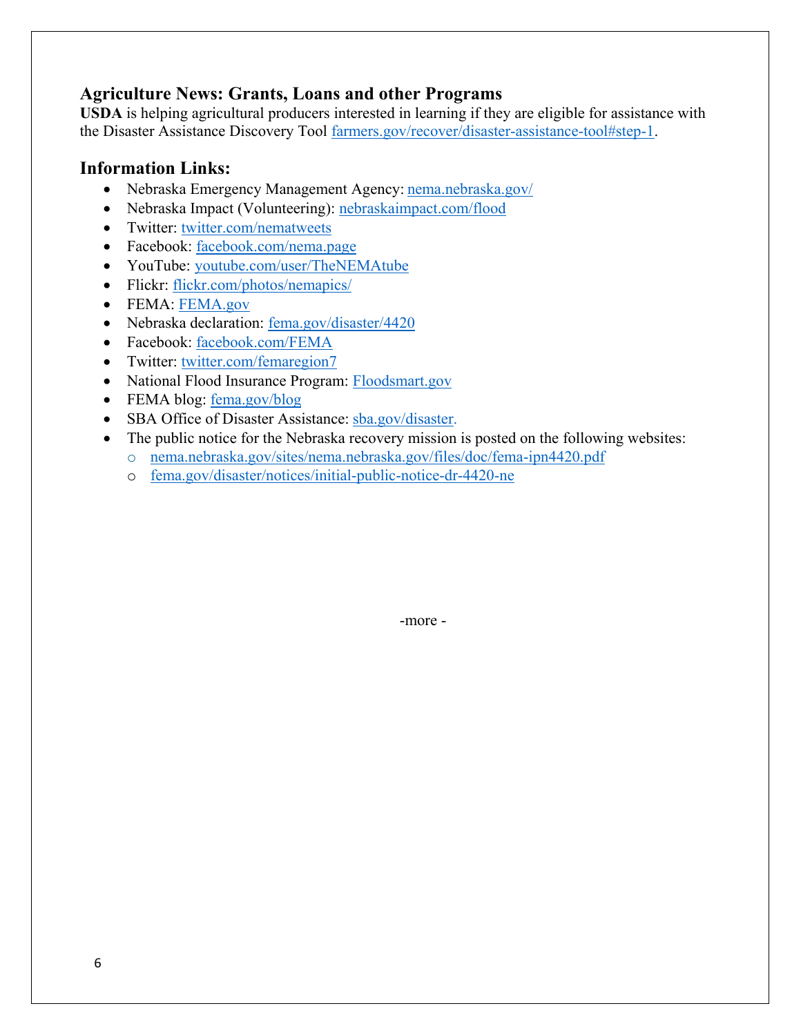## Agriculture News: Grants, Loans and other Programs

**USDA** is helping agricultural producers interested in learning if they are eligible for assistance with the Disaster Assistance Discovery Tool farmers.gov/recover/disaster-assistance-tool#step-1.

## Information Links:

- Nebraska Emergency Management Agency: nema.nebraska.gov/
- Nebraska Impact (Volunteering): nebraskaimpact.com/flood
- Twitter: twitter.com/nematweets
- Facebook: facebook.com/nema.page
- YouTube: youtube.com/user/TheNEMAtube
- Flickr: flickr.com/photos/nemapics/
- FEMA: FEMA.gov
- Nebraska declaration: fema.gov/disaster/4420
- Facebook: facebook.com/FEMA
- Twitter: twitter.com/femaregion7
- National Flood Insurance Program: Floodsmart.gov
- FEMA blog: fema.gov/blog
- SBA Office of Disaster Assistance: sba.gov/disaster.
- The public notice for the Nebraska recovery mission is posted on the following websites:
  - nema.nebraska.gov/sites/nema.nebraska.gov/files/doc/fema-ipn4420.pdf
  - fema.gov/disaster/notices/initial-public-notice-dr-4420-ne

-more -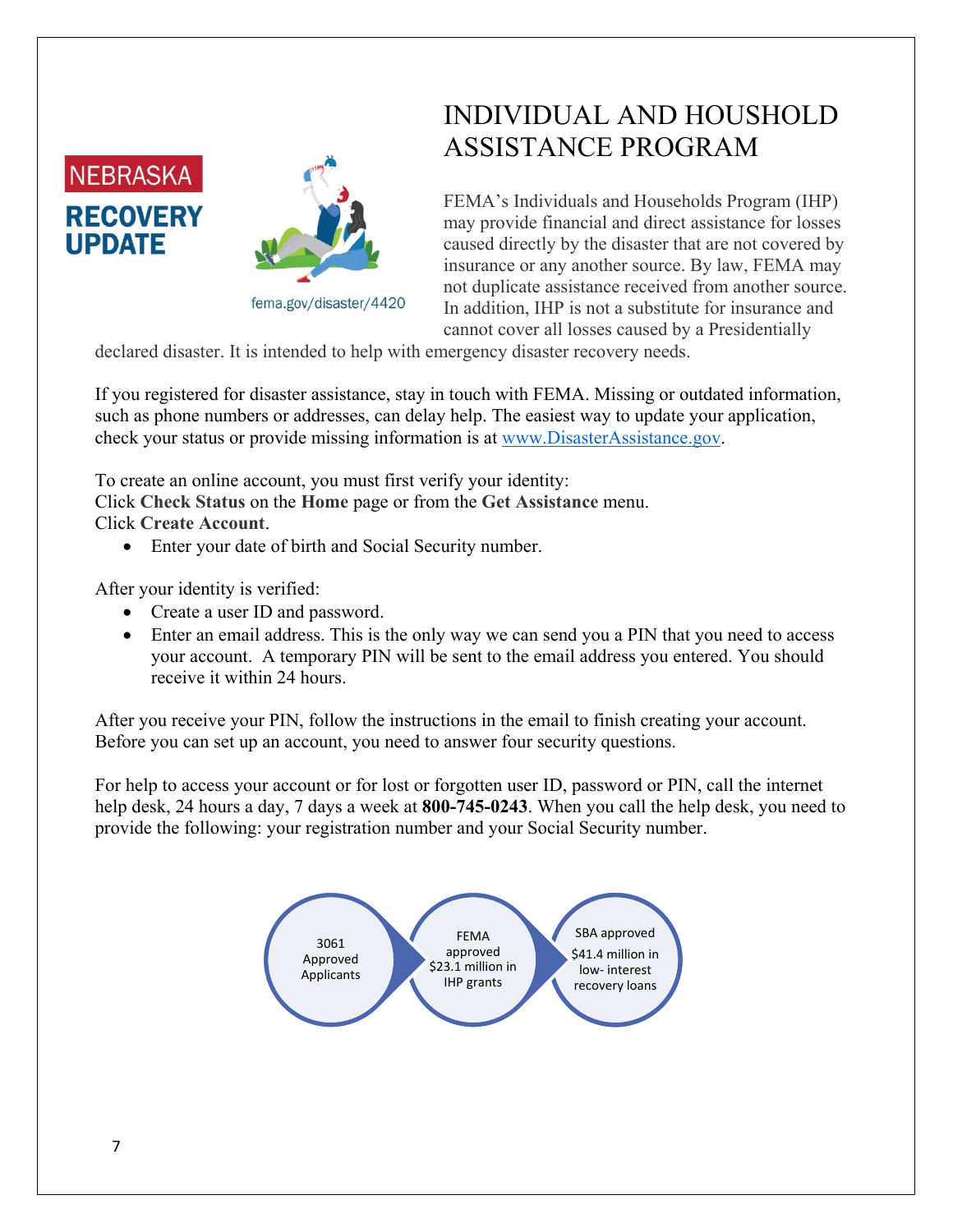NEBRASKA

**RECOVERY UPDATE**

fema.gov/disaster/4420

# INDIVIDUAL AND HOUSHOLD ASSISTANCE PROGRAM

FEMA's Individuals and Households Program (IHP) may provide financial and direct assistance for losses caused directly by the disaster that are not covered by insurance or any another source. By law, FEMA may not duplicate assistance received from another source. In addition, IHP is not a substitute for insurance and cannot cover all losses caused by a Presidentially declared disaster. It is intended to help with emergency disaster recovery needs.

If you registered for disaster assistance, stay in touch with FEMA. Missing or outdated information, such as phone numbers or addresses, can delay help. The easiest way to update your application, check your status or provide missing information is at [www.DisasterAssistance.gov](www.DisasterAssistance.gov).

To create an online account, you must first verify your identity:
Click **Check Status** on the **Home** page or from the **Get Assistance** menu.
Click **Create Account**.

- Enter your date of birth and Social Security number.

After your identity is verified:

- Create a user ID and password.
- Enter an email address. This is the only way we can send you a PIN that you need to access your account. A temporary PIN will be sent to the email address you entered. You should receive it within 24 hours.

After you receive your PIN, follow the instructions in the email to finish creating your account. Before you can set up an account, you need to answer four security questions.

For help to access your account or for lost or forgotten user ID, password or PIN, call the internet help desk, 24 hours a day, 7 days a week at **800-745-0243**. When you call the help desk, you need to provide the following: your registration number and your Social Security number.

3061 Approved Applicants → FEMA approved $23.1 million in IHP grants → SBA approved $41.4 million in low- interest recovery loans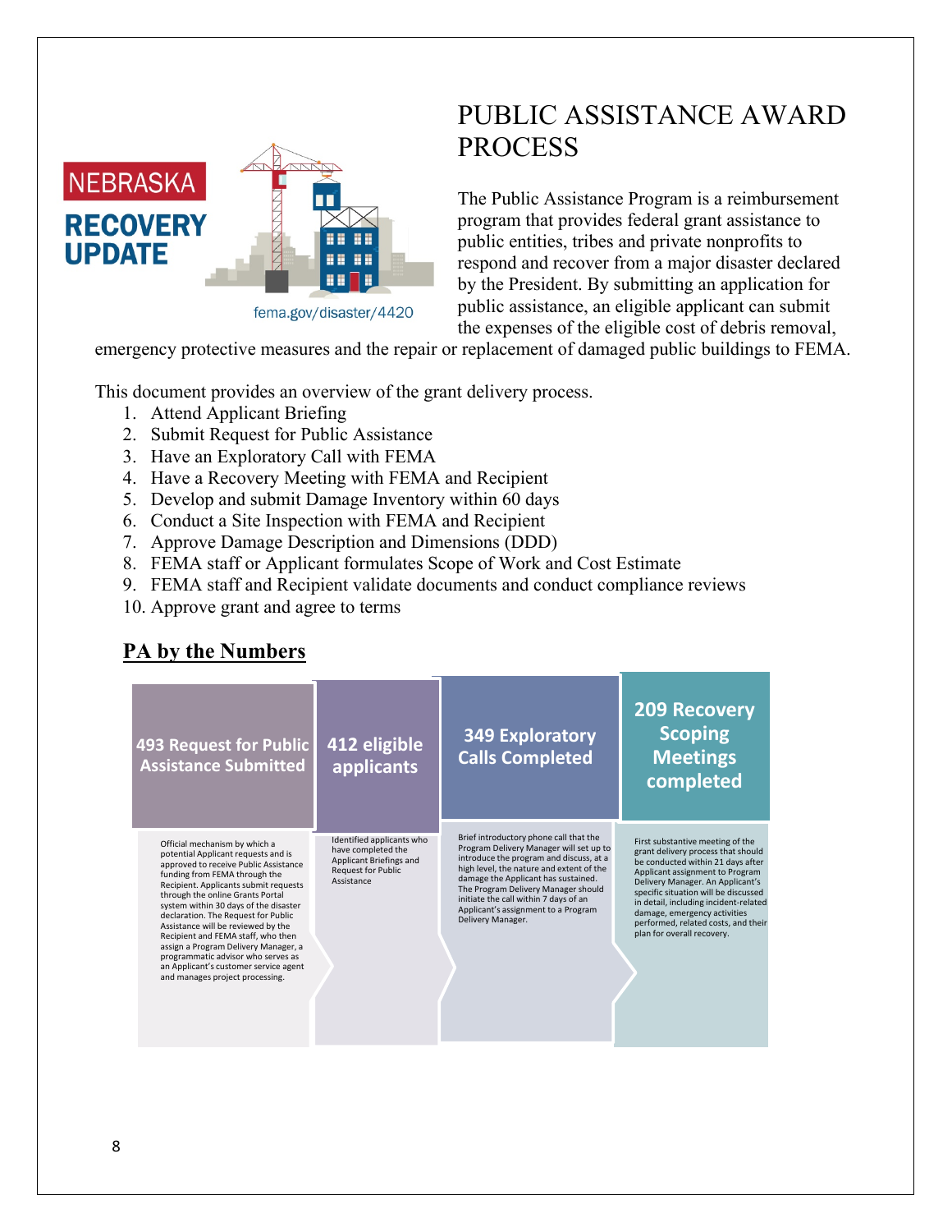NEBRASKA
**RECOVERY UPDATE**

fema.gov/disaster/4420

# PUBLIC ASSISTANCE AWARD PROCESS

The Public Assistance Program is a reimbursement program that provides federal grant assistance to public entities, tribes and private nonprofits to respond and recover from a major disaster declared by the President. By submitting an application for public assistance, an eligible applicant can submit the expenses of the eligible cost of debris removal, emergency protective measures and the repair or replacement of damaged public buildings to FEMA.

This document provides an overview of the grant delivery process.

1. Attend Applicant Briefing
2. Submit Request for Public Assistance
3. Have an Exploratory Call with FEMA
4. Have a Recovery Meeting with FEMA and Recipient
5. Develop and submit Damage Inventory within 60 days
6. Conduct a Site Inspection with FEMA and Recipient
7. Approve Damage Description and Dimensions (DDD)
8. FEMA staff or Applicant formulates Scope of Work and Cost Estimate
9. FEMA staff and Recipient validate documents and conduct compliance reviews
10. Approve grant and agree to terms

## PA by the Numbers

**493 Request for Public Assistance Submitted**

Official mechanism by which a potential Applicant requests and is approved to receive Public Assistance funding from FEMA through the Recipient. Applicants submit requests through the online Grants Portal system within 30 days of the disaster declaration. The Request for Public Assistance will be reviewed by the Recipient and FEMA staff, who then assign a Program Delivery Manager, a programmatic advisor who serves as an Applicant's customer service agent and manages project processing.

**412 eligible applicants**

Identified applicants who have completed the Applicant Briefings and Request for Public Assistance

**349 Exploratory Calls Completed**

Brief introductory phone call that the Program Delivery Manager will set up to introduce the program and discuss, at a high level, the nature and extent of the damage the Applicant has sustained. The Program Delivery Manager should initiate the call within 7 days of an Applicant's assignment to a Program Delivery Manager.

**209 Recovery Scoping Meetings completed**

First substantive meeting of the grant delivery process that should be conducted within 21 days after Applicant assignment to Program Delivery Manager. An Applicant's specific situation will be discussed in detail, including incident-related damage, emergency activities performed, related costs, and their plan for overall recovery.